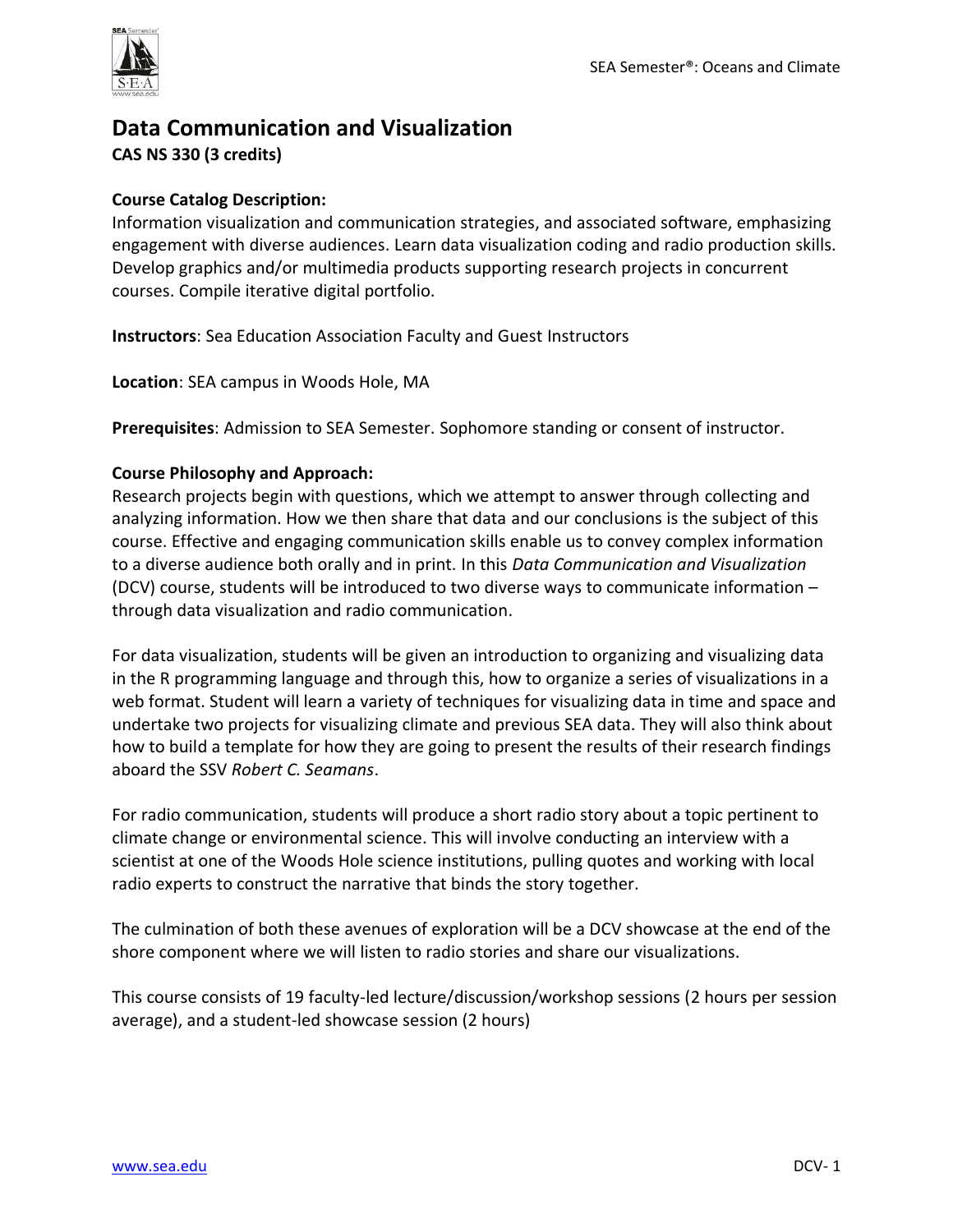# Data Communication and Visualization

**CAS NS 330 (3 credits)**

**Course Catalog Description:**
Information visualization and communication strategies, and associated software, emphasizing engagement with diverse audiences. Learn data visualization coding and radio production skills. Develop graphics and/or multimedia products supporting research projects in concurrent courses. Compile iterative digital portfolio.

**Instructors**: Sea Education Association Faculty and Guest Instructors

**Location**: SEA campus in Woods Hole, MA

**Prerequisites**: Admission to SEA Semester. Sophomore standing or consent of instructor.

**Course Philosophy and Approach:**
Research projects begin with questions, which we attempt to answer through collecting and analyzing information. How we then share that data and our conclusions is the subject of this course. Effective and engaging communication skills enable us to convey complex information to a diverse audience both orally and in print. In this *Data Communication and Visualization* (DCV) course, students will be introduced to two diverse ways to communicate information – through data visualization and radio communication.

For data visualization, students will be given an introduction to organizing and visualizing data in the R programming language and through this, how to organize a series of visualizations in a web format. Student will learn a variety of techniques for visualizing data in time and space and undertake two projects for visualizing climate and previous SEA data. They will also think about how to build a template for how they are going to present the results of their research findings aboard the SSV *Robert C. Seamans*.

For radio communication, students will produce a short radio story about a topic pertinent to climate change or environmental science. This will involve conducting an interview with a scientist at one of the Woods Hole science institutions, pulling quotes and working with local radio experts to construct the narrative that binds the story together.

The culmination of both these avenues of exploration will be a DCV showcase at the end of the shore component where we will listen to radio stories and share our visualizations.

This course consists of 19 faculty-led lecture/discussion/workshop sessions (2 hours per session average), and a student-led showcase session (2 hours)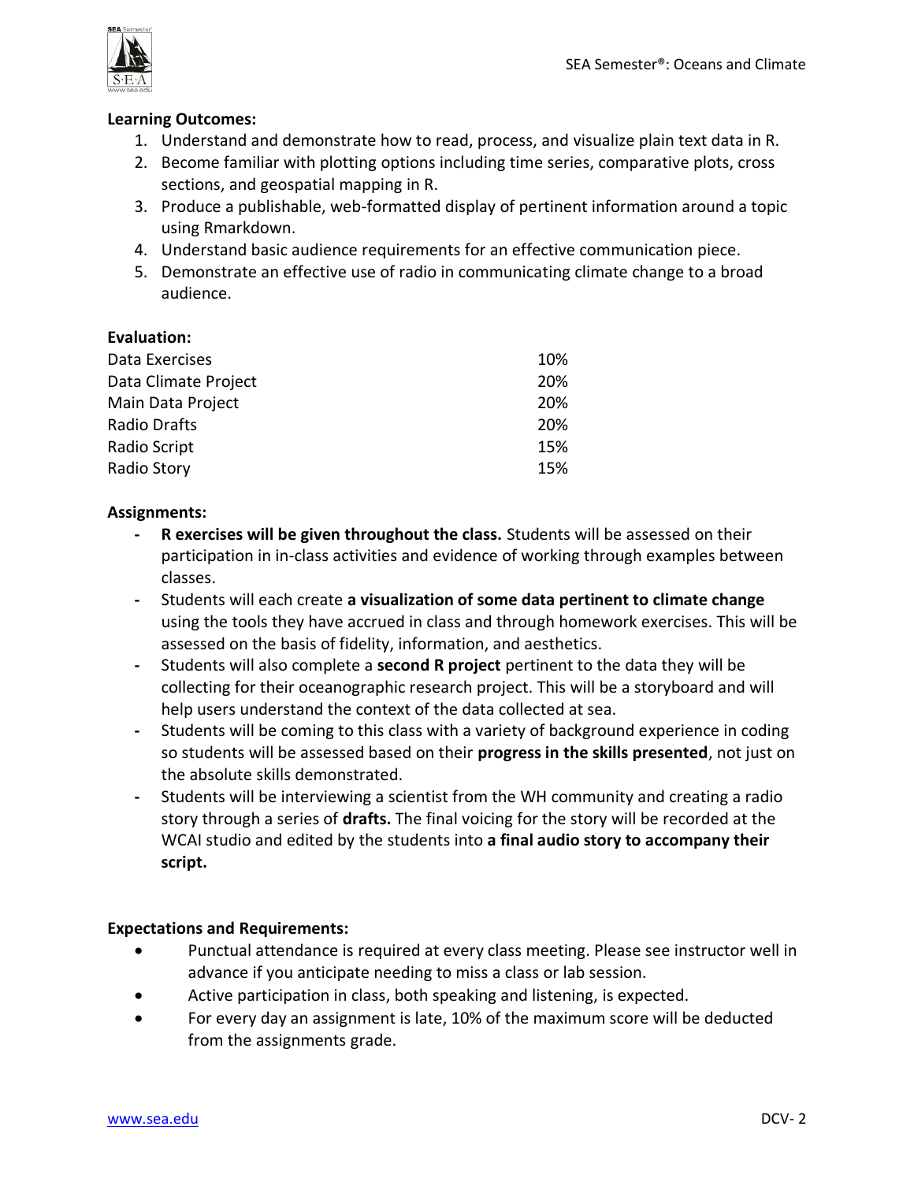**Learning Outcomes:**

1. Understand and demonstrate how to read, process, and visualize plain text data in R.
2. Become familiar with plotting options including time series, comparative plots, cross sections, and geospatial mapping in R.
3. Produce a publishable, web-formatted display of pertinent information around a topic using Rmarkdown.
4. Understand basic audience requirements for an effective communication piece.
5. Demonstrate an effective use of radio in communicating climate change to a broad audience.

**Evaluation:**

| | |
|---|---|
| Data Exercises | 10% |
| Data Climate Project | 20% |
| Main Data Project | 20% |
| Radio Drafts | 20% |
| Radio Script | 15% |
| Radio Story | 15% |

**Assignments:**

- **R exercises will be given throughout the class.** Students will be assessed on their participation in in-class activities and evidence of working through examples between classes.
- Students will each create **a visualization of some data pertinent to climate change** using the tools they have accrued in class and through homework exercises. This will be assessed on the basis of fidelity, information, and aesthetics.
- Students will also complete a **second R project** pertinent to the data they will be collecting for their oceanographic research project. This will be a storyboard and will help users understand the context of the data collected at sea.
- Students will be coming to this class with a variety of background experience in coding so students will be assessed based on their **progress in the skills presented**, not just on the absolute skills demonstrated.
- Students will be interviewing a scientist from the WH community and creating a radio story through a series of **drafts.** The final voicing for the story will be recorded at the WCAI studio and edited by the students into **a final audio story to accompany their script.**

**Expectations and Requirements:**

- Punctual attendance is required at every class meeting. Please see instructor well in advance if you anticipate needing to miss a class or lab session.
- Active participation in class, both speaking and listening, is expected.
- For every day an assignment is late, 10% of the maximum score will be deducted from the assignments grade.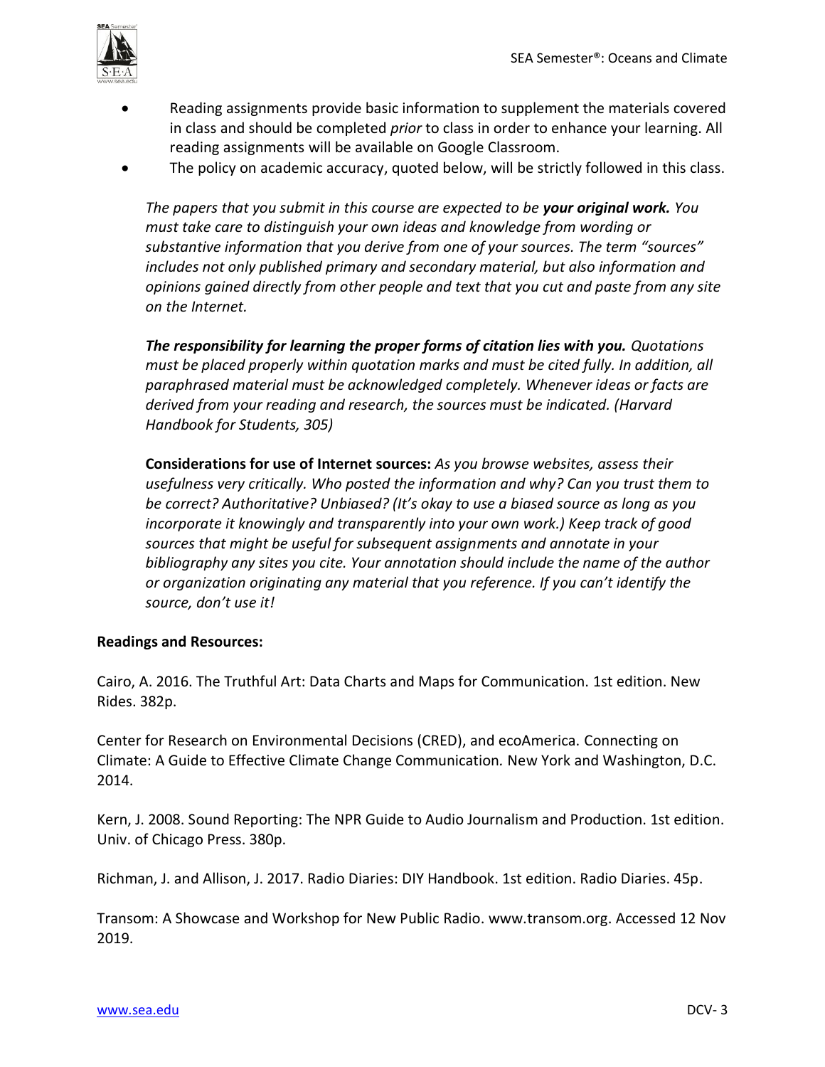- Reading assignments provide basic information to supplement the materials covered in class and should be completed *prior* to class in order to enhance your learning. All reading assignments will be available on Google Classroom.
- The policy on academic accuracy, quoted below, will be strictly followed in this class.

> *The papers that you submit in this course are expected to be **your original work.** You must take care to distinguish your own ideas and knowledge from wording or substantive information that you derive from one of your sources. The term "sources" includes not only published primary and secondary material, but also information and opinions gained directly from other people and text that you cut and paste from any site on the Internet.*
>
> ***The responsibility for learning the proper forms of citation lies with you.** Quotations must be placed properly within quotation marks and must be cited fully. In addition, all paraphrased material must be acknowledged completely. Whenever ideas or facts are derived from your reading and research, the sources must be indicated. (Harvard Handbook for Students, 305)*
>
> **Considerations for use of Internet sources:** *As you browse websites, assess their usefulness very critically. Who posted the information and why? Can you trust them to be correct? Authoritative? Unbiased? (It's okay to use a biased source as long as you incorporate it knowingly and transparently into your own work.) Keep track of good sources that might be useful for subsequent assignments and annotate in your bibliography any sites you cite. Your annotation should include the name of the author or organization originating any material that you reference. If you can't identify the source, don't use it!*

**Readings and Resources:**

Cairo, A. 2016. The Truthful Art: Data Charts and Maps for Communication. 1st edition. New Rides. 382p.

Center for Research on Environmental Decisions (CRED), and ecoAmerica. Connecting on Climate: A Guide to Effective Climate Change Communication. New York and Washington, D.C. 2014.

Kern, J. 2008. Sound Reporting: The NPR Guide to Audio Journalism and Production. 1st edition. Univ. of Chicago Press. 380p.

Richman, J. and Allison, J. 2017. Radio Diaries: DIY Handbook. 1st edition. Radio Diaries. 45p.

Transom: A Showcase and Workshop for New Public Radio. www.transom.org. Accessed 12 Nov 2019.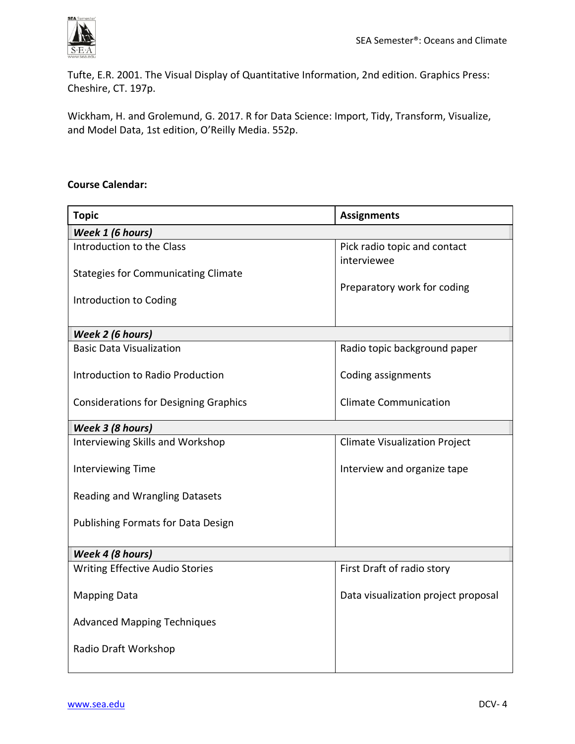Tufte, E.R. 2001. The Visual Display of Quantitative Information, 2nd edition. Graphics Press: Cheshire, CT. 197p.

Wickham, H. and Grolemund, G. 2017. R for Data Science: Import, Tidy, Transform, Visualize, and Model Data, 1st edition, O'Reilly Media. 552p.

**Course Calendar:**

| Topic | Assignments |
|---|---|
| ***Week 1 (6 hours)*** | |
| Introduction to the Class<br><br>Stategies for Communicating Climate<br><br>Introduction to Coding | Pick radio topic and contact interviewee<br><br>Preparatory work for coding |
| ***Week 2 (6 hours)*** | |
| Basic Data Visualization<br><br>Introduction to Radio Production<br><br>Considerations for Designing Graphics | Radio topic background paper<br><br>Coding assignments<br><br>Climate Communication |
| ***Week 3 (8 hours)*** | |
| Interviewing Skills and Workshop<br><br>Interviewing Time<br><br>Reading and Wrangling Datasets<br><br>Publishing Formats for Data Design | Climate Visualization Project<br><br>Interview and organize tape |
| ***Week 4 (8 hours)*** | |
| Writing Effective Audio Stories<br><br>Mapping Data<br><br>Advanced Mapping Techniques<br><br>Radio Draft Workshop | First Draft of radio story<br><br>Data visualization project proposal |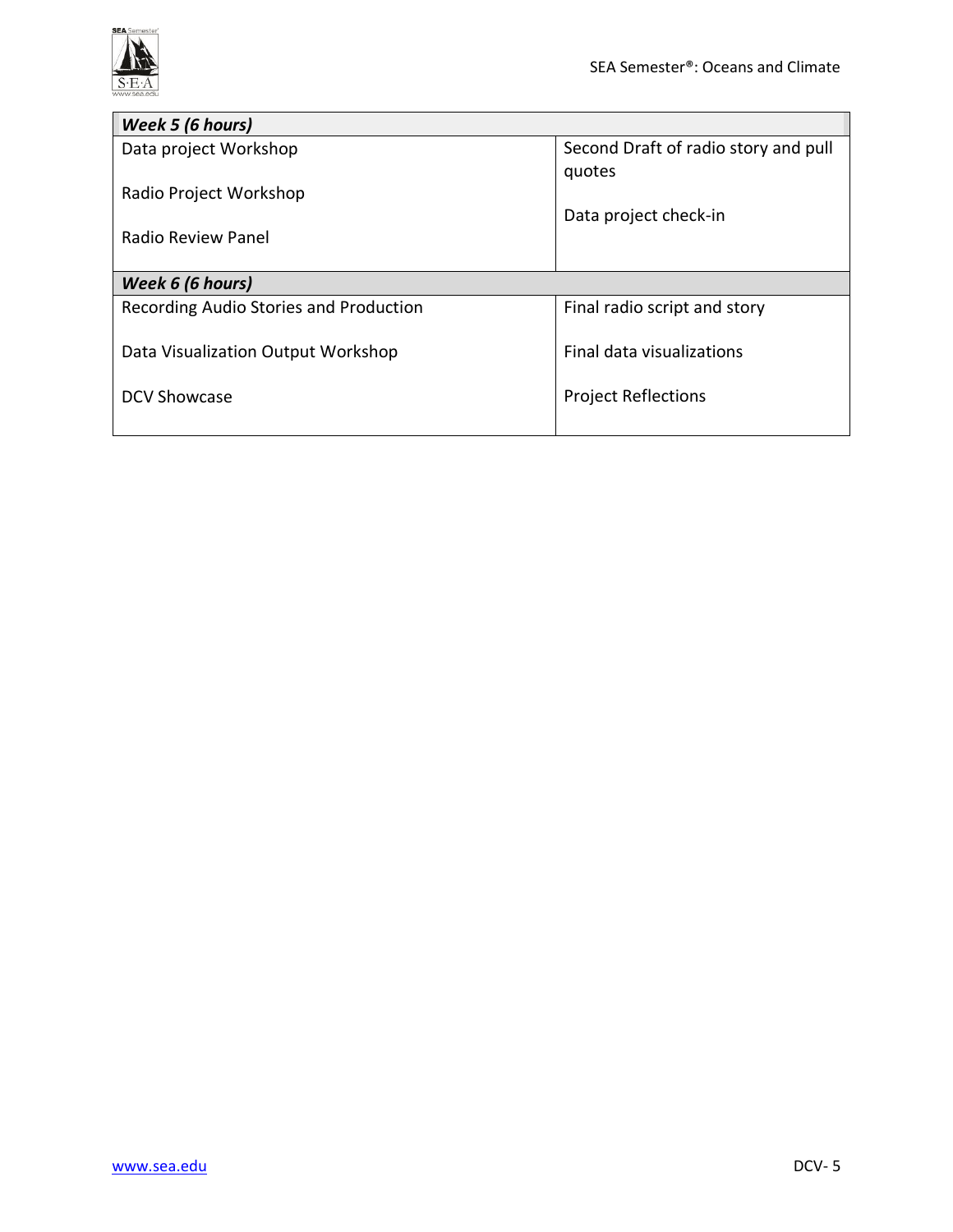| | |
|---|---|
| ***Week 5 (6 hours)*** | |
| Data project Workshop<br><br>Radio Project Workshop<br><br>Radio Review Panel | Second Draft of radio story and pull quotes<br><br>Data project check-in |
| ***Week 6 (6 hours)*** | |
| Recording Audio Stories and Production<br><br>Data Visualization Output Workshop<br><br>DCV Showcase | Final radio script and story<br><br>Final data visualizations<br><br>Project Reflections |